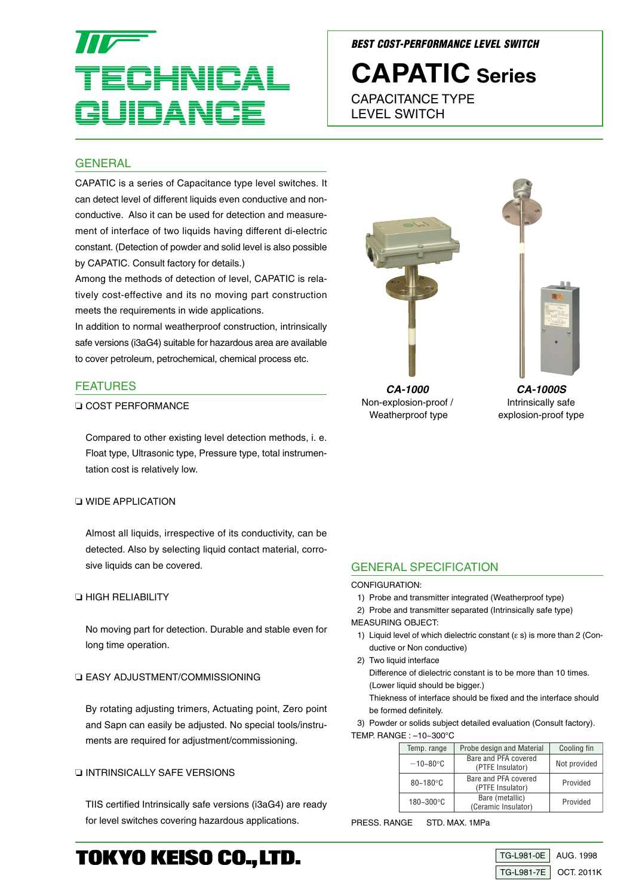# TECHNICAL GUIDANCE

*BEST COST-PERFORMANCE LEVEL SWITCH*

# CAPATIC Series

CAPACITANCE TYPE
LEVEL SWITCH

## GENERAL

CAPATIC is a series of Capacitance type level switches. It can detect level of different liquids even conductive and non-conductive. Also it can be used for detection and measurement of interface of two liquids having different di-electric constant. (Detection of powder and solid level is also possible by CAPATIC. Consult factory for details.)

Among the methods of detection of level, CAPATIC is relatively cost-effective and its no moving part construction meets the requirements in wide applications.

In addition to normal weatherproof construction, intrinsically safe versions (i3aG4) suitable for hazardous area are available to cover petroleum, petrochemical, chemical process etc.

## FEATURES

❑ COST PERFORMANCE

Compared to other existing level detection methods, i. e. Float type, Ultrasonic type, Pressure type, total instrumentation cost is relatively low.

❑ WIDE APPLICATION

Almost all liquids, irrespective of its conductivity, can be detected. Also by selecting liquid contact material, corrosive liquids can be covered.

❑ HIGH RELIABILITY

No moving part for detection. Durable and stable even for long time operation.

❑ EASY ADJUSTMENT/COMMISSIONING

By rotating adjusting trimers, Actuating point, Zero point and Sapn can easily be adjusted. No special tools/instruments are required for adjustment/commissioning.

❑ INTRINSICALLY SAFE VERSIONS

TIIS certified Intrinsically safe versions (i3aG4) are ready for level switches covering hazardous applications.

***CA-1000***
Non-explosion-proof /
Weatherproof type

***CA-1000S***
Intrinsically safe
explosion-proof type

## GENERAL SPECIFICATION

CONFIGURATION:

1) Probe and transmitter integrated (Weatherproof type)
2) Probe and transmitter separated (Intrinsically safe type)

MEASURING OBJECT:

1) Liquid level of which dielectric constant (ε s) is more than 2 (Conductive or Non conductive)
2) Two liquid interface
   Difference of dielectric constant is to be more than 10 times. (Lower liquid should be bigger.)
   Thiekness of interface should be fixed and the interface should be formed definitely.
3) Powder or solids subject detailed evaluation (Consult factory).

TEMP. RANGE : –10~300°C

| Temp. range | Probe design and Material | Cooling fin |
|---|---|---|
| –10~80°C | Bare and PFA covered (PTFE Insulator) | Not provided |
| 80~180°C | Bare and PFA covered (PTFE Insulator) | Provided |
| 180~300°C | Bare (metallic) (Ceramic Insulator) | Provided |

PRESS. RANGE STD. MAX. 1MPa

**TOKYO KEISO CO., LTD.**

| TG-L981-0E | AUG. 1998 |
|---|---|
| TG-L981-7E | OCT. 2011K |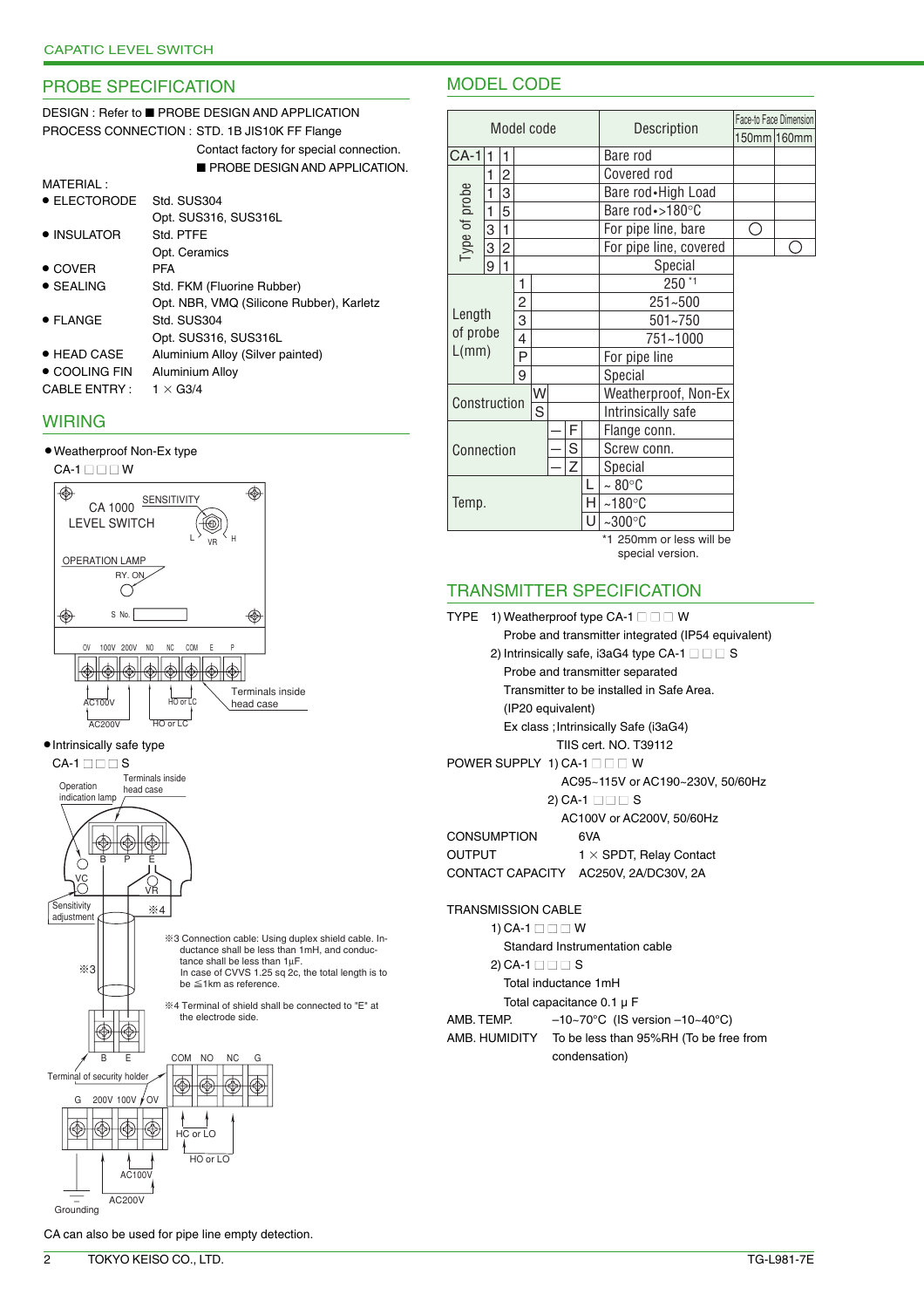## PROBE SPECIFICATION

DESIGN : Refer to ■ PROBE DESIGN AND APPLICATION

PROCESS CONNECTION : STD. 1B JIS10K FF Flange
Contact factory for special connection.
■ PROBE DESIGN AND APPLICATION.

MATERIAL :

- ELECTORODE Std. SUS304
  Opt. SUS316, SUS316L
- INSULATOR Std. PTFE
  Opt. Ceramics
- COVER PFA
- SEALING Std. FKM (Fluorine Rubber)
  Opt. NBR, VMQ (Silicone Rubber), Karletz
- FLANGE Std. SUS304
  Opt. SUS316, SUS316L
- HEAD CASE Aluminium Alloy (Silver painted)
- COOLING FIN Aluminium Alloy

CABLE ENTRY : 1 × G3/4

## WIRING

- Weatherproof Non-Ex type

CA-1 □□□W

CA 1000 LEVEL SWITCH
SENSITIVITY
L VR H
OPERATION LAMP
RY. ON
S No.
0V 100V 200V NO NC COM E P
AC100V AC200V HO or LC HO or LC
Terminals inside head case

- Intrinsically safe type

CA-1 □□□S

Operation indication lamp
Terminals inside head case
B P E
VC VR
Sensitivity adjustment
※4
※3

※3 Connection cable: Using duplex shield cable. Inductance shall be less than 1mH, and conductance shall be less than 1μF.
In case of CVVS 1.25 sq 2c, the total length is to be ≦1km as reference.

※4 Terminal of shield shall be connected to "E" at the electrode side.

B E
Terminal of security holder
COM NO NC G
G 200V 100V 0V
HC or LO
HO or LO
AC100V
AC200V
Grounding

CA can also be used for pipe line empty detection.

## MODEL CODE

| Model code | | | | | | Description | Face-to Face Dimension 150mm | Face-to Face Dimension 160mm |
|---|---|---|---|---|---|---|---|---|
| CA-1 | 1 | 1 | | | | Bare rod | | |
| Type of probe | 1 | 2 | | | | Covered rod | | |
| | 1 | 3 | | | | Bare rod•High Load | | |
| | 1 | 5 | | | | Bare rod•>180°C | | |
| | 3 | 1 | | | | For pipe line, bare | ○ | |
| | 3 | 2 | | | | For pipe line, covered | | ○ |
| | 9 | 1 | | | | Special | | |
| Length of probe L(mm) | | | 1 | | | 250 *1 | | |
| | | | 2 | | | 251~500 | | |
| | | | 3 | | | 501~750 | | |
| | | | 4 | | | 751~1000 | | |
| | | | P | | | For pipe line | | |
| | | | 9 | | | Special | | |
| Construction | | | | W | | Weatherproof, Non-Ex | | |
| | | | | S | | Intrinsically safe | | |
| Connection | | | | | —F | Flange conn. | | |
| | | | | | —S | Screw conn. | | |
| | | | | | —Z | Special | | |
| Temp. | | | | | L | ~80°C | | |
| | | | | | H | ~180°C | | |
| | | | | | U | ~300°C | | |

*1 250mm or less will be special version.

## TRANSMITTER SPECIFICATION

TYPE 1) Weatherproof type CA-1 □□□ W
Probe and transmitter integrated (IP54 equivalent)
2) Intrinsically safe, i3aG4 type CA-1 □□□ S
Probe and transmitter separated
Transmitter to be installed in Safe Area.
(IP20 equivalent)
Ex class ;Intrinsically Safe (i3aG4)
TIIS cert. NO. T39112

POWER SUPPLY 1) CA-1 □□□ W
AC95~115V or AC190~230V, 50/60Hz
2) CA-1 □□□ S
AC100V or AC200V, 50/60Hz

CONSUMPTION 6VA

OUTPUT 1 × SPDT, Relay Contact

CONTACT CAPACITY AC250V, 2A/DC30V, 2A

TRANSMISSION CABLE
1) CA-1 □□□ W
Standard Instrumentation cable
2) CA-1 □□□ S
Total inductance 1mH
Total capacitance 0.1 μ F

AMB. TEMP. –10~70°C (IS version –10~40°C)

AMB. HUMIDITY To be less than 95%RH (To be free from condensation)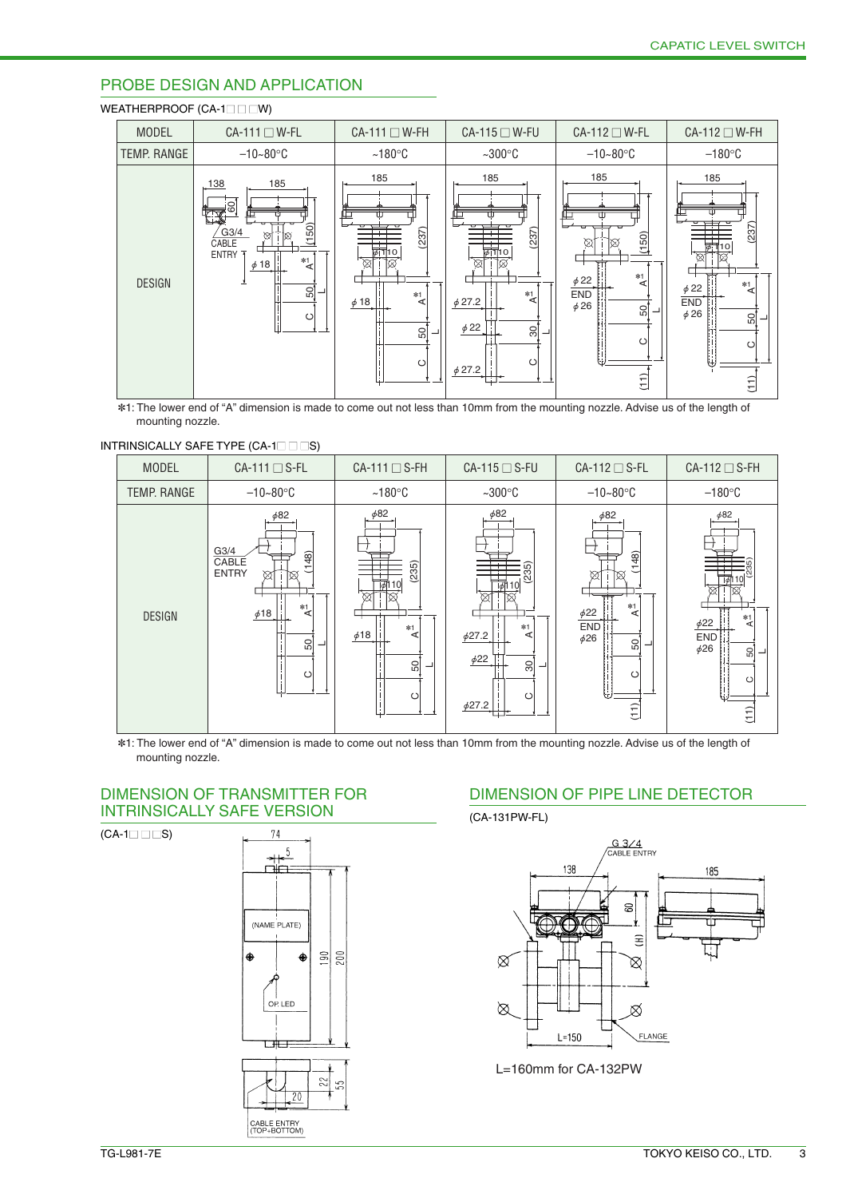## PROBE DESIGN AND APPLICATION

WEATHERPROOF (CA-1□□□W)

| MODEL | CA-111 □ W-FL | CA-111 □ W-FH | CA-115 □ W-FU | CA-112 □ W-FL | CA-112 □ W-FH |
|---|---|---|---|---|---|
| TEMP. RANGE | −10~80°C | ~180°C | ~300°C | −10~80°C | −180°C |
| DESIGN | | | | | |

✻1: The lower end of "A" dimension is made to come out not less than 10mm from the mounting nozzle. Advise us of the length of mounting nozzle.

INTRINSICALLY SAFE TYPE (CA-1□□□S)

| MODEL | CA-111 □ S-FL | CA-111 □ S-FH | CA-115 □ S-FU | CA-112 □ S-FL | CA-112 □ S-FH |
|---|---|---|---|---|---|
| TEMP. RANGE | −10~80°C | ~180°C | ~300°C | −10~80°C | −180°C |
| DESIGN | | | | | |

✻1: The lower end of "A" dimension is made to come out not less than 10mm from the mounting nozzle. Advise us of the length of mounting nozzle.

## DIMENSION OF TRANSMITTER FOR INTRINSICALLY SAFE VERSION

(CA-1□□□S)

## DIMENSION OF PIPE LINE DETECTOR

(CA-131PW-FL)

L=160mm for CA-132PW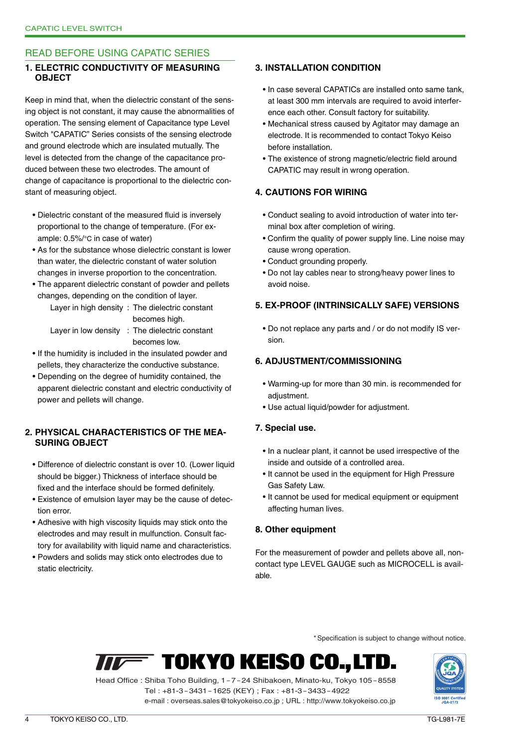## READ BEFORE USING CAPATIC SERIES

### 1. ELECTRIC CONDUCTIVITY OF MEASURING OBJECT

Keep in mind that, when the dielectric constant of the sensing object is not constant, it may cause the abnormalities of operation. The sensing element of Capacitance type Level Switch "CAPATIC" Series consists of the sensing electrode and ground electrode which are insulated mutually. The level is detected from the change of the capacitance produced between these two electrodes. The amount of change of capacitance is proportional to the dielectric constant of measuring object.

- Dielectric constant of the measured fluid is inversely proportional to the change of temperature. (For example: 0.5%/°C in case of water)
- As for the substance whose dielectric constant is lower than water, the dielectric constant of water solution changes in inverse proportion to the concentration.
- The apparent dielectric constant of powder and pellets changes, depending on the condition of layer.
  - Layer in high density : The dielectric constant becomes high.
  - Layer in low density : The dielectric constant becomes low.
- If the humidity is included in the insulated powder and pellets, they characterize the conductive substance.
- Depending on the degree of humidity contained, the apparent dielectric constant and electric conductivity of power and pellets will change.

### 2. PHYSICAL CHARACTERISTICS OF THE MEASURING OBJECT

- Difference of dielectric constant is over 10. (Lower liquid should be bigger.) Thickness of interface should be fixed and the interface should be formed definitely.
- Existence of emulsion layer may be the cause of detection error.
- Adhesive with high viscosity liquids may stick onto the electrodes and may result in mulfunction. Consult factory for availability with liquid name and characteristics.
- Powders and solids may stick onto electrodes due to static electricity.

### 3. INSTALLATION CONDITION

- In case several CAPATICs are installed onto same tank, at least 300 mm intervals are required to avoid interference each other. Consult factory for suitability.
- Mechanical stress caused by Agitator may damage an electrode. It is recommended to contact Tokyo Keiso before installation.
- The existence of strong magnetic/electric field around CAPATIC may result in wrong operation.

### 4. CAUTIONS FOR WIRING

- Conduct sealing to avoid introduction of water into terminal box after completion of wiring.
- Confirm the quality of power supply line. Line noise may cause wrong operation.
- Conduct grounding properly.
- Do not lay cables near to strong/heavy power lines to avoid noise.

### 5. EX-PROOF (INTRINSICALLY SAFE) VERSIONS

- Do not replace any parts and / or do not modify IS version.

### 6. ADJUSTMENT/COMMISSIONING

- Warming-up for more than 30 min. is recommended for adjustment.
- Use actual liquid/powder for adjustment.

### 7. Special use.

- In a nuclear plant, it cannot be used irrespective of the inside and outside of a controlled area.
- It cannot be used in the equipment for High Pressure Gas Safety Law.
- It cannot be used for medical equipment or equipment affecting human lives.

### 8. Other equipment

For the measurement of powder and pellets above all, non-contact type LEVEL GAUGE such as MICROCELL is available.

* Specification is subject to change without notice.

**TOKYO KEISO CO., LTD.**

Head Office : Shiba Toho Building, 1-7-24 Shibakoen, Minato-ku, Tokyo 105-8558
Tel : +81-3-3431-1625 (KEY) ; Fax : +81-3-3433-4922
e-mail : overseas.sales@tokyokeiso.co.jp ; URL : http://www.tokyokeiso.co.jp

ISO 9001 Certified JQA-2172